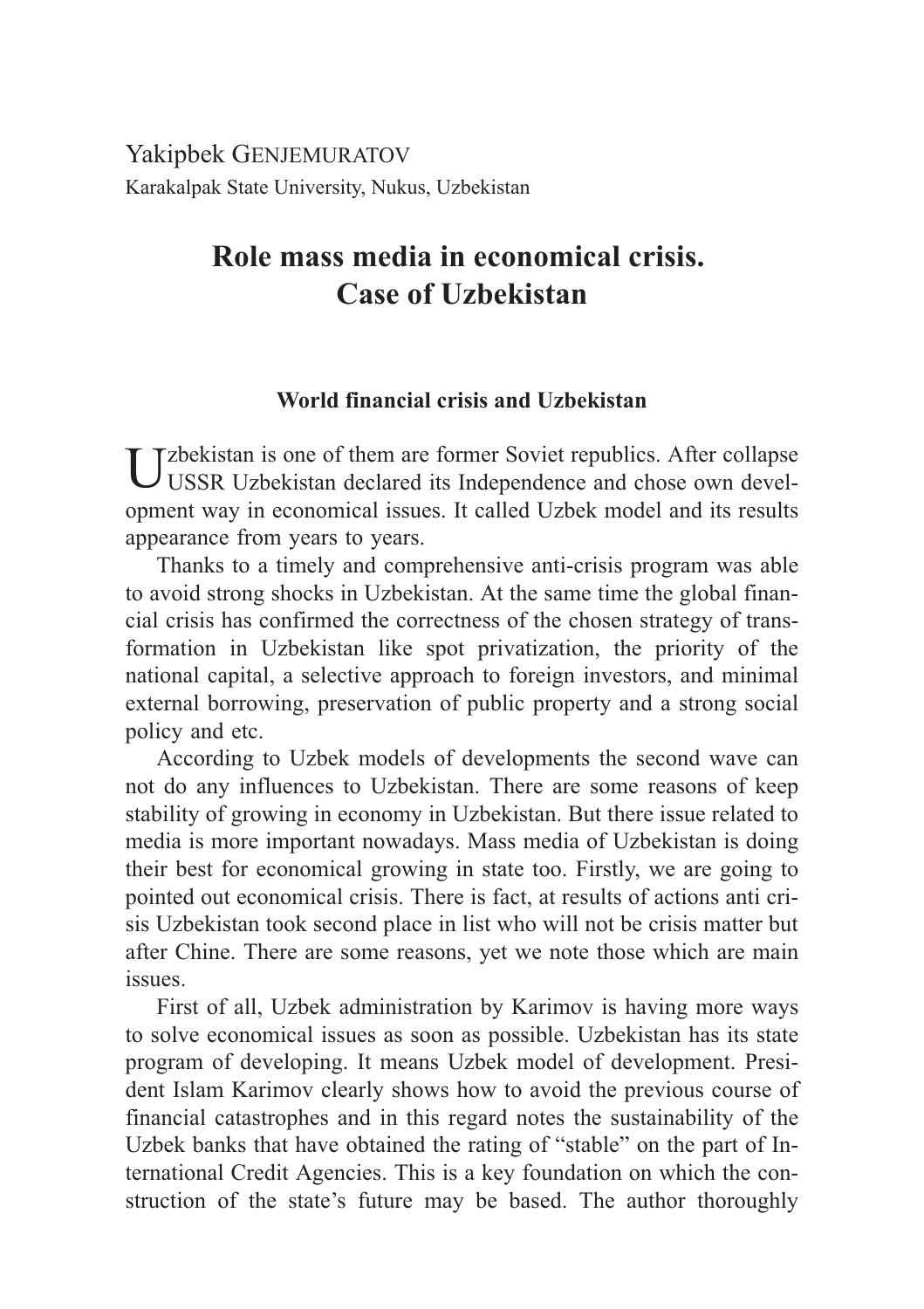Yakipbek GENJEMURATOV

Karakalpak State University, Nukus, Uzbekistan

# Role mass media in economical crisis. Case of Uzbekistan

## World financial crisis and Uzbekistan

Uzbekistan is one of them are former Soviet republics. After collapse USSR Uzbekistan declared its Independence and chose own development way in economical issues. It called Uzbek model and its results appearance from years to years.

Thanks to a timely and comprehensive anti-crisis program was able to avoid strong shocks in Uzbekistan. At the same time the global financial crisis has confirmed the correctness of the chosen strategy of transformation in Uzbekistan like spot privatization, the priority of the national capital, a selective approach to foreign investors, and minimal external borrowing, preservation of public property and a strong social policy and etc.

According to Uzbek models of developments the second wave can not do any influences to Uzbekistan. There are some reasons of keep stability of growing in economy in Uzbekistan. But there issue related to media is more important nowadays. Mass media of Uzbekistan is doing their best for economical growing in state too. Firstly, we are going to pointed out economical crisis. There is fact, at results of actions anti crisis Uzbekistan took second place in list who will not be crisis matter but after Chine. There are some reasons, yet we note those which are main issues.

First of all, Uzbek administration by Karimov is having more ways to solve economical issues as soon as possible. Uzbekistan has its state program of developing. It means Uzbek model of development. President Islam Karimov clearly shows how to avoid the previous course of financial catastrophes and in this regard notes the sustainability of the Uzbek banks that have obtained the rating of "stable" on the part of International Credit Agencies. This is a key foundation on which the construction of the state's future may be based. The author thoroughly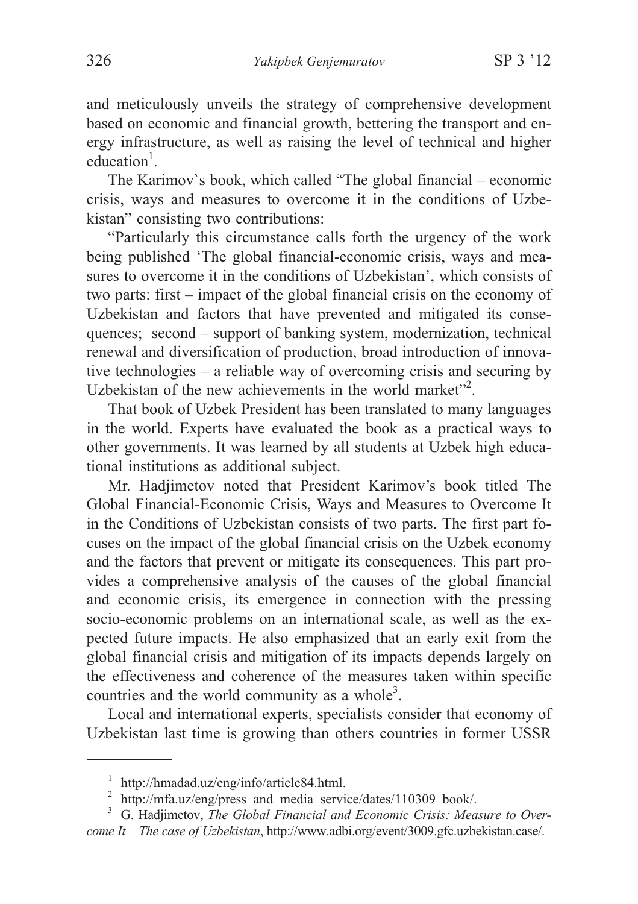and meticulously unveils the strategy of comprehensive development based on economic and financial growth, bettering the transport and energy infrastructure, as well as raising the level of technical and higher education[1].

The Karimov`s book, which called "The global financial – economic crisis, ways and measures to overcome it in the conditions of Uzbekistan" consisting two contributions:

"Particularly this circumstance calls forth the urgency of the work being published 'The global financial-economic crisis, ways and measures to overcome it in the conditions of Uzbekistan', which consists of two parts: first – impact of the global financial crisis on the economy of Uzbekistan and factors that have prevented and mitigated its consequences; second – support of banking system, modernization, technical renewal and diversification of production, broad introduction of innovative technologies – a reliable way of overcoming crisis and securing by Uzbekistan of the new achievements in the world market"[2].

That book of Uzbek President has been translated to many languages in the world. Experts have evaluated the book as a practical ways to other governments. It was learned by all students at Uzbek high educational institutions as additional subject.

Mr. Hadjimetov noted that President Karimov's book titled The Global Financial-Economic Crisis, Ways and Measures to Overcome It in the Conditions of Uzbekistan consists of two parts. The first part focuses on the impact of the global financial crisis on the Uzbek economy and the factors that prevent or mitigate its consequences. This part provides a comprehensive analysis of the causes of the global financial and economic crisis, its emergence in connection with the pressing socio-economic problems on an international scale, as well as the expected future impacts. He also emphasized that an early exit from the global financial crisis and mitigation of its impacts depends largely on the effectiveness and coherence of the measures taken within specific countries and the world community as a whole[3].

Local and international experts, specialists consider that economy of Uzbekistan last time is growing than others countries in former USSR

---

[1] http://hmadad.uz/eng/info/article84.html.

[2] http://mfa.uz/eng/press_and_media_service/dates/110309_book/.

[3] G. Hadjimetov, *The Global Financial and Economic Crisis: Measure to Overcome It – The case of Uzbekistan*, http://www.adbi.org/event/3009.gfc.uzbekistan.case/.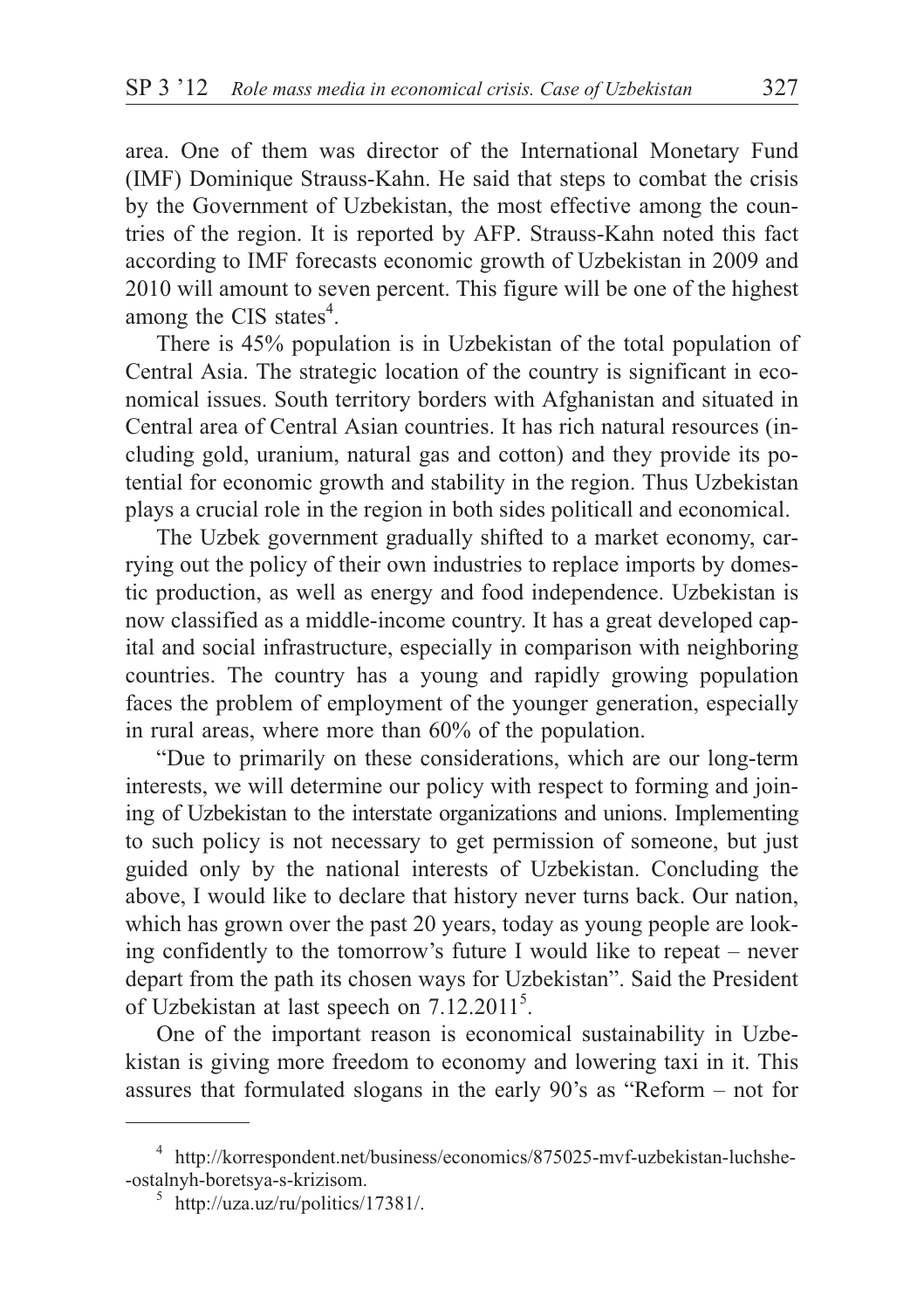area. One of them was director of the International Monetary Fund (IMF) Dominique Strauss-Kahn. He said that steps to combat the crisis by the Government of Uzbekistan, the most effective among the countries of the region. It is reported by AFP. Strauss-Kahn noted this fact according to IMF forecasts economic growth of Uzbekistan in 2009 and 2010 will amount to seven percent. This figure will be one of the highest among the CIS states[4].

There is 45% population is in Uzbekistan of the total population of Central Asia. The strategic location of the country is significant in economical issues. South territory borders with Afghanistan and situated in Central area of Central Asian countries. It has rich natural resources (including gold, uranium, natural gas and cotton) and they provide its potential for economic growth and stability in the region. Thus Uzbekistan plays a crucial role in the region in both sides politicall and economical.

The Uzbek government gradually shifted to a market economy, carrying out the policy of their own industries to replace imports by domestic production, as well as energy and food independence. Uzbekistan is now classified as a middle-income country. It has a great developed capital and social infrastructure, especially in comparison with neighboring countries. The country has a young and rapidly growing population faces the problem of employment of the younger generation, especially in rural areas, where more than 60% of the population.

"Due to primarily on these considerations, which are our long-term interests, we will determine our policy with respect to forming and joining of Uzbekistan to the interstate organizations and unions. Implementing to such policy is not necessary to get permission of someone, but just guided only by the national interests of Uzbekistan. Concluding the above, I would like to declare that history never turns back. Our nation, which has grown over the past 20 years, today as young people are looking confidently to the tomorrow's future I would like to repeat – never depart from the path its chosen ways for Uzbekistan". Said the President of Uzbekistan at last speech on 7.12.2011[5].

One of the important reason is economical sustainability in Uzbekistan is giving more freedom to economy and lowering taxi in it. This assures that formulated slogans in the early 90's as "Reform – not for

---

[4] http://korrespondent.net/business/economics/875025-mvf-uzbekistan-luchshe--ostalnyh-boretsya-s-krizisom.

[5] http://uza.uz/ru/politics/17381/.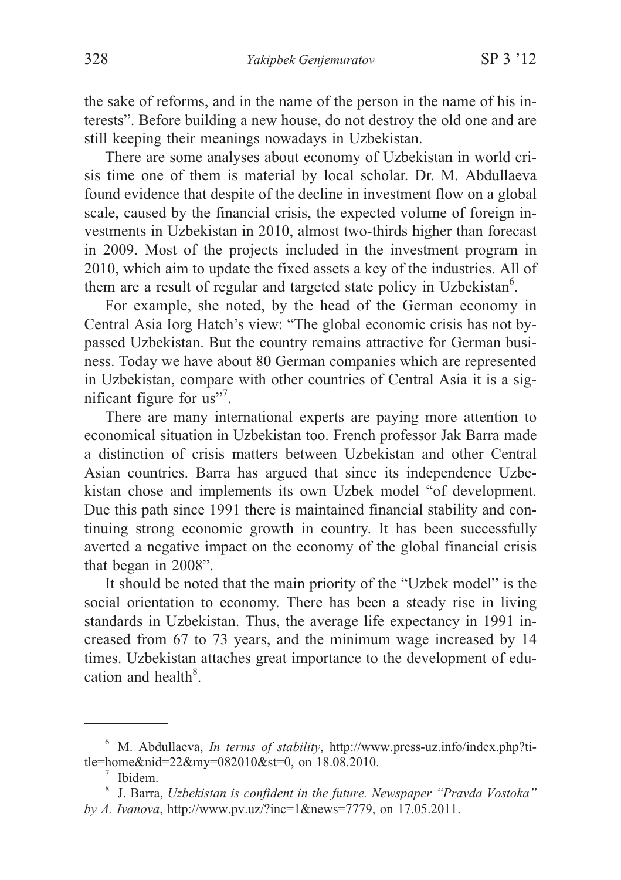the sake of reforms, and in the name of the person in the name of his interests". Before building a new house, do not destroy the old one and are still keeping their meanings nowadays in Uzbekistan.

There are some analyses about economy of Uzbekistan in world crisis time one of them is material by local scholar. Dr. M. Abdullaeva found evidence that despite of the decline in investment flow on a global scale, caused by the financial crisis, the expected volume of foreign investments in Uzbekistan in 2010, almost two-thirds higher than forecast in 2009. Most of the projects included in the investment program in 2010, which aim to update the fixed assets a key of the industries. All of them are a result of regular and targeted state policy in Uzbekistan[6].

For example, she noted, by the head of the German economy in Central Asia Iorg Hatch's view: "The global economic crisis has not bypassed Uzbekistan. But the country remains attractive for German business. Today we have about 80 German companies which are represented in Uzbekistan, compare with other countries of Central Asia it is a significant figure for us"[7].

There are many international experts are paying more attention to economical situation in Uzbekistan too. French professor Jak Barra made a distinction of crisis matters between Uzbekistan and other Central Asian countries. Barra has argued that since its independence Uzbekistan chose and implements its own Uzbek model "of development. Due this path since 1991 there is maintained financial stability and continuing strong economic growth in country. It has been successfully averted a negative impact on the economy of the global financial crisis that began in 2008".

It should be noted that the main priority of the "Uzbek model" is the social orientation to economy. There has been a steady rise in living standards in Uzbekistan. Thus, the average life expectancy in 1991 increased from 67 to 73 years, and the minimum wage increased by 14 times. Uzbekistan attaches great importance to the development of education and health[8].

---

[6] M. Abdullaeva, *In terms of stability*, http://www.press-uz.info/index.php?title=home&nid=22&my=082010&st=0, on 18.08.2010.

[7] Ibidem.

[8] J. Barra, *Uzbekistan is confident in the future. Newspaper "Pravda Vostoka" by A. Ivanova*, http://www.pv.uz/?inc=1&news=7779, on 17.05.2011.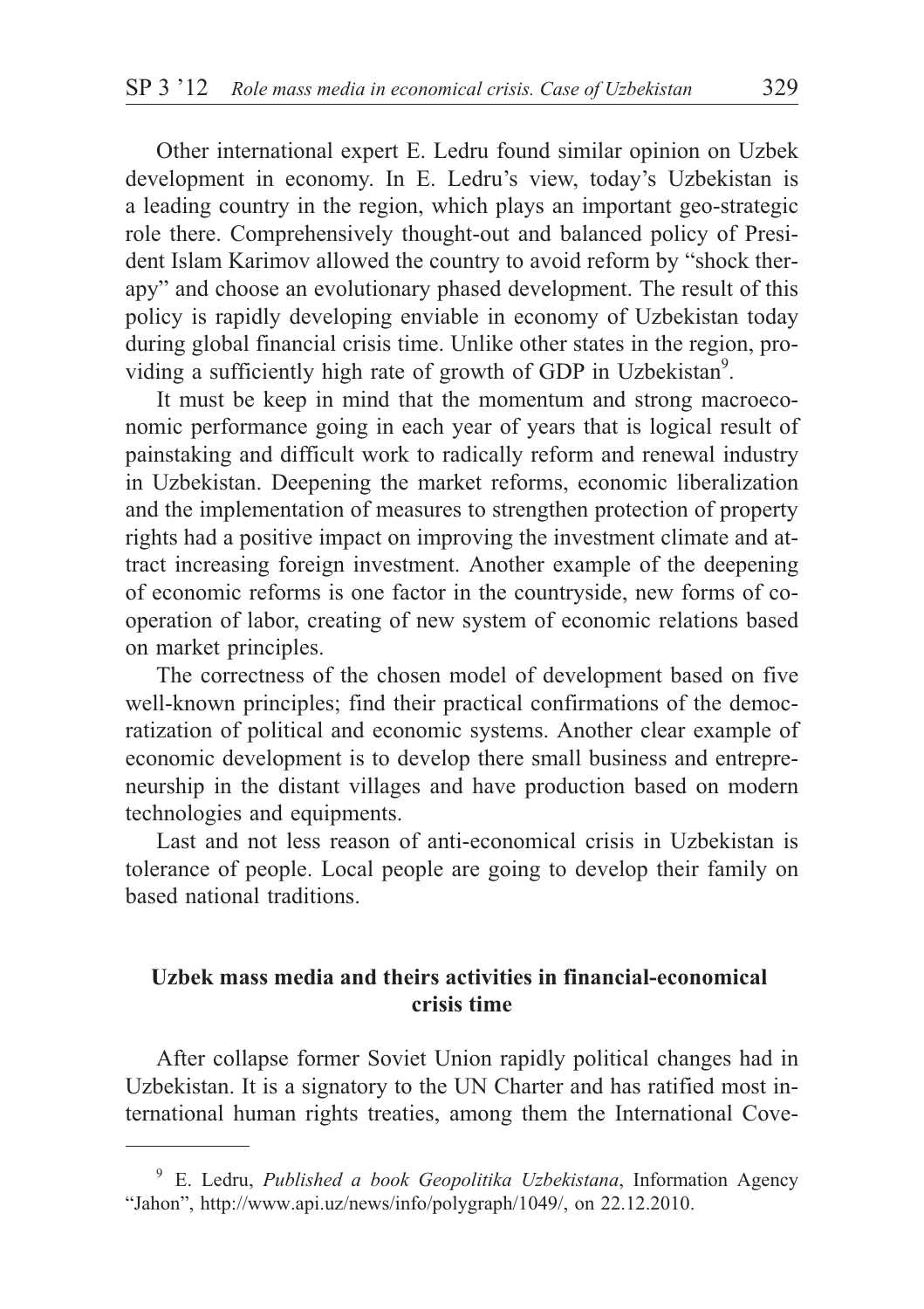Other international expert E. Ledru found similar opinion on Uzbek development in economy. In E. Ledru's view, today's Uzbekistan is a leading country in the region, which plays an important geo-strategic role there. Comprehensively thought-out and balanced policy of President Islam Karimov allowed the country to avoid reform by "shock therapy" and choose an evolutionary phased development. The result of this policy is rapidly developing enviable in economy of Uzbekistan today during global financial crisis time. Unlike other states in the region, providing a sufficiently high rate of growth of GDP in Uzbekistan[9].

It must be keep in mind that the momentum and strong macroeconomic performance going in each year of years that is logical result of painstaking and difficult work to radically reform and renewal industry in Uzbekistan. Deepening the market reforms, economic liberalization and the implementation of measures to strengthen protection of property rights had a positive impact on improving the investment climate and attract increasing foreign investment. Another example of the deepening of economic reforms is one factor in the countryside, new forms of cooperation of labor, creating of new system of economic relations based on market principles.

The correctness of the chosen model of development based on five well-known principles; find their practical confirmations of the democratization of political and economic systems. Another clear example of economic development is to develop there small business and entrepreneurship in the distant villages and have production based on modern technologies and equipments.

Last and not less reason of anti-economical crisis in Uzbekistan is tolerance of people. Local people are going to develop their family on based national traditions.

## Uzbek mass media and theirs activities in financial-economical crisis time

After collapse former Soviet Union rapidly political changes had in Uzbekistan. It is a signatory to the UN Charter and has ratified most international human rights treaties, among them the International Cove-

---

[9] E. Ledru, *Published a book Geopolitika Uzbekistana*, Information Agency "Jahon", http://www.api.uz/news/info/polygraph/1049/, on 22.12.2010.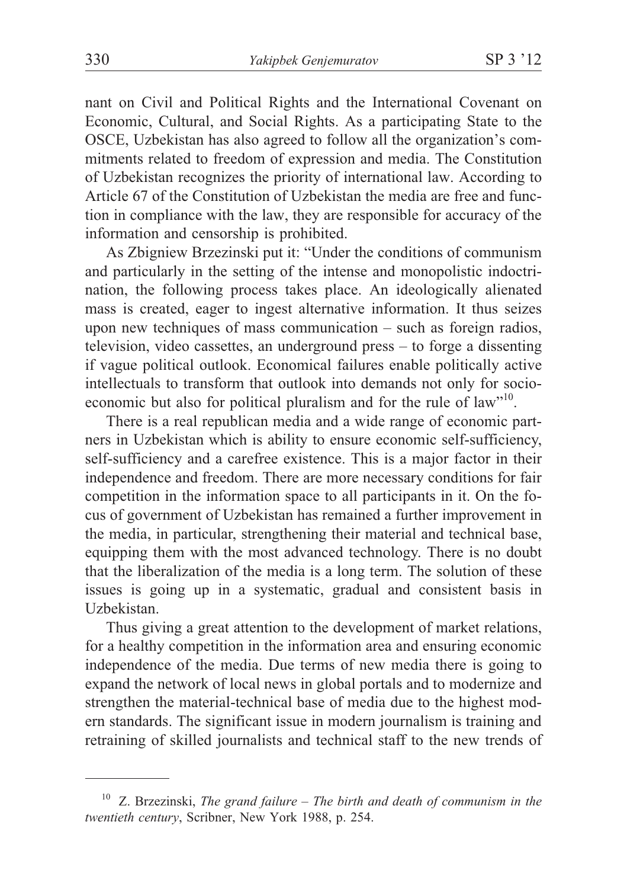nant on Civil and Political Rights and the International Covenant on Economic, Cultural, and Social Rights. As a participating State to the OSCE, Uzbekistan has also agreed to follow all the organization's commitments related to freedom of expression and media. The Constitution of Uzbekistan recognizes the priority of international law. According to Article 67 of the Constitution of Uzbekistan the media are free and function in compliance with the law, they are responsible for accuracy of the information and censorship is prohibited.

As Zbigniew Brzezinski put it: "Under the conditions of communism and particularly in the setting of the intense and monopolistic indoctrination, the following process takes place. An ideologically alienated mass is created, eager to ingest alternative information. It thus seizes upon new techniques of mass communication – such as foreign radios, television, video cassettes, an underground press – to forge a dissenting if vague political outlook. Economical failures enable politically active intellectuals to transform that outlook into demands not only for socio-economic but also for political pluralism and for the rule of law"[10].

There is a real republican media and a wide range of economic partners in Uzbekistan which is ability to ensure economic self-sufficiency, self-sufficiency and a carefree existence. This is a major factor in their independence and freedom. There are more necessary conditions for fair competition in the information space to all participants in it. On the focus of government of Uzbekistan has remained a further improvement in the media, in particular, strengthening their material and technical base, equipping them with the most advanced technology. There is no doubt that the liberalization of the media is a long term. The solution of these issues is going up in a systematic, gradual and consistent basis in Uzbekistan.

Thus giving a great attention to the development of market relations, for a healthy competition in the information area and ensuring economic independence of the media. Due terms of new media there is going to expand the network of local news in global portals and to modernize and strengthen the material-technical base of media due to the highest modern standards. The significant issue in modern journalism is training and retraining of skilled journalists and technical staff to the new trends of

---

[10] Z. Brzezinski, *The grand failure – The birth and death of communism in the twentieth century*, Scribner, New York 1988, p. 254.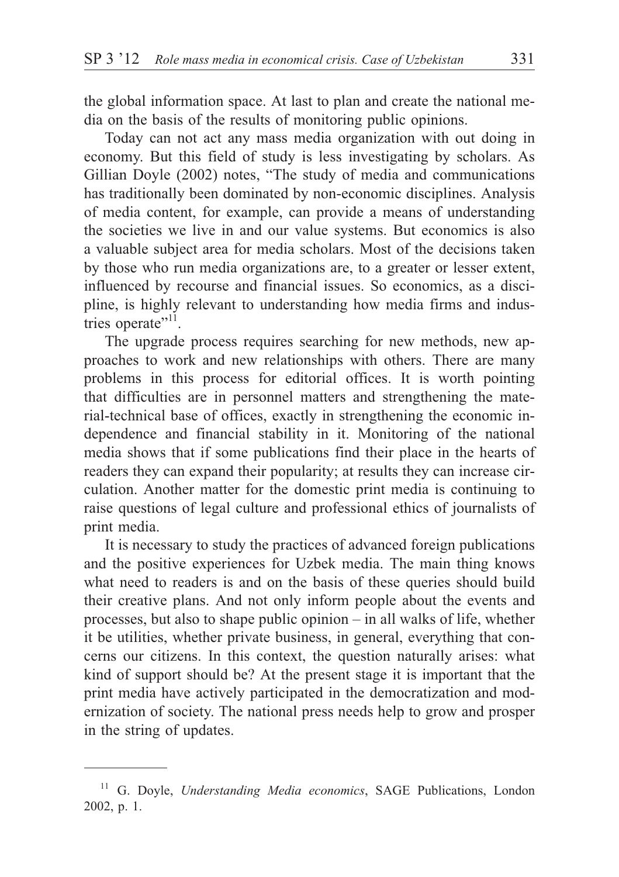the global information space. At last to plan and create the national media on the basis of the results of monitoring public opinions.

Today can not act any mass media organization with out doing in economy. But this field of study is less investigating by scholars. As Gillian Doyle (2002) notes, "The study of media and communications has traditionally been dominated by non-economic disciplines. Analysis of media content, for example, can provide a means of understanding the societies we live in and our value systems. But economics is also a valuable subject area for media scholars. Most of the decisions taken by those who run media organizations are, to a greater or lesser extent, influenced by recourse and financial issues. So economics, as a discipline, is highly relevant to understanding how media firms and industries operate"[11].

The upgrade process requires searching for new methods, new approaches to work and new relationships with others. There are many problems in this process for editorial offices. It is worth pointing that difficulties are in personnel matters and strengthening the material-technical base of offices, exactly in strengthening the economic independence and financial stability in it. Monitoring of the national media shows that if some publications find their place in the hearts of readers they can expand their popularity; at results they can increase circulation. Another matter for the domestic print media is continuing to raise questions of legal culture and professional ethics of journalists of print media.

It is necessary to study the practices of advanced foreign publications and the positive experiences for Uzbek media. The main thing knows what need to readers is and on the basis of these queries should build their creative plans. And not only inform people about the events and processes, but also to shape public opinion – in all walks of life, whether it be utilities, whether private business, in general, everything that concerns our citizens. In this context, the question naturally arises: what kind of support should be? At the present stage it is important that the print media have actively participated in the democratization and modernization of society. The national press needs help to grow and prosper in the string of updates.

---

[11] G. Doyle, *Understanding Media economics*, SAGE Publications, London 2002, p. 1.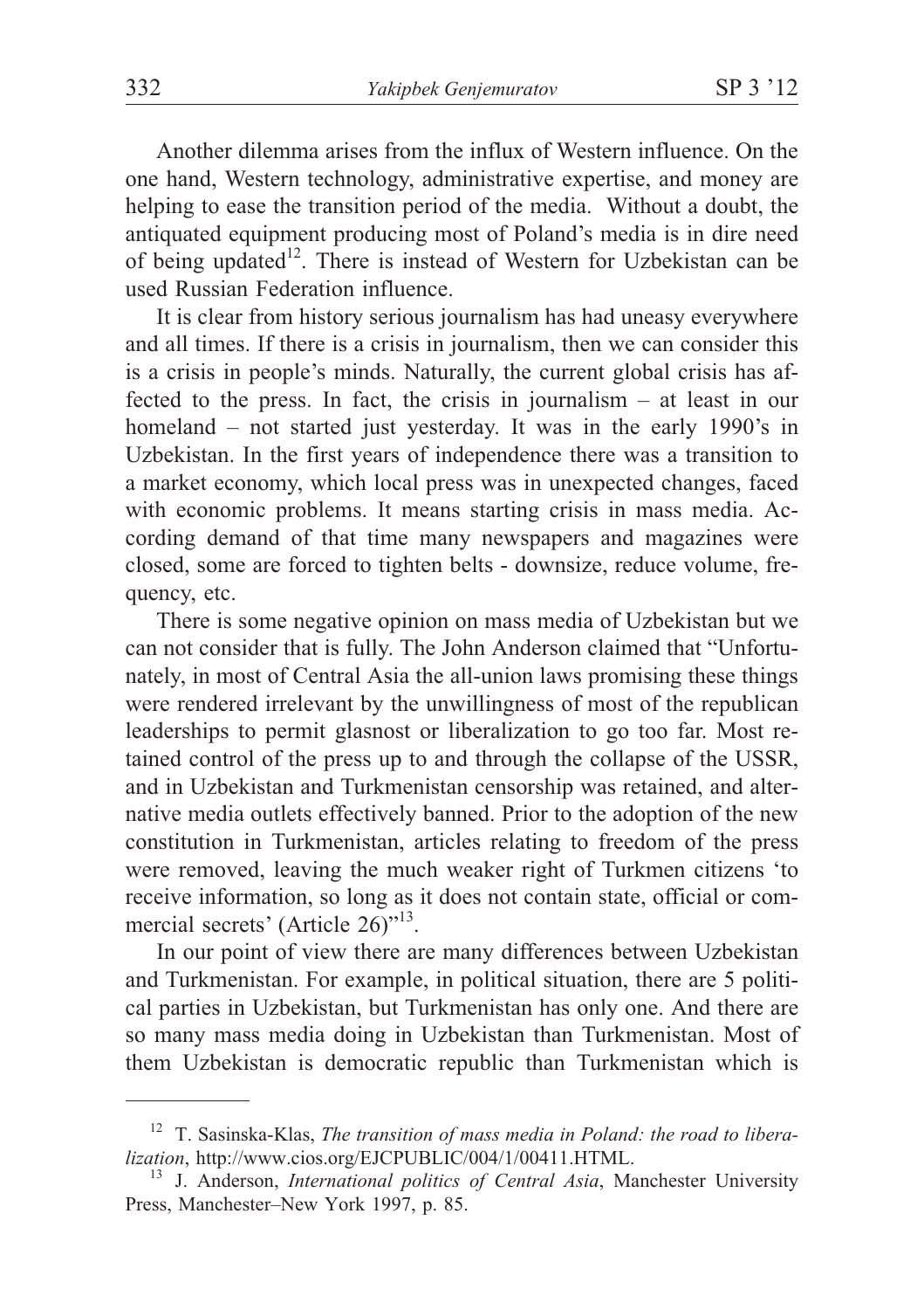Another dilemma arises from the influx of Western influence. On the one hand, Western technology, administrative expertise, and money are helping to ease the transition period of the media. Without a doubt, the antiquated equipment producing most of Poland's media is in dire need of being updated[12]. There is instead of Western for Uzbekistan can be used Russian Federation influence.

It is clear from history serious journalism has had uneasy everywhere and all times. If there is a crisis in journalism, then we can consider this is a crisis in people's minds. Naturally, the current global crisis has affected to the press. In fact, the crisis in journalism – at least in our homeland – not started just yesterday. It was in the early 1990's in Uzbekistan. In the first years of independence there was a transition to a market economy, which local press was in unexpected changes, faced with economic problems. It means starting crisis in mass media. According demand of that time many newspapers and magazines were closed, some are forced to tighten belts - downsize, reduce volume, frequency, etc.

There is some negative opinion on mass media of Uzbekistan but we can not consider that is fully. The John Anderson claimed that "Unfortunately, in most of Central Asia the all-union laws promising these things were rendered irrelevant by the unwillingness of most of the republican leaderships to permit glasnost or liberalization to go too far. Most retained control of the press up to and through the collapse of the USSR, and in Uzbekistan and Turkmenistan censorship was retained, and alternative media outlets effectively banned. Prior to the adoption of the new constitution in Turkmenistan, articles relating to freedom of the press were removed, leaving the much weaker right of Turkmen citizens 'to receive information, so long as it does not contain state, official or commercial secrets' (Article 26)"[13].

In our point of view there are many differences between Uzbekistan and Turkmenistan. For example, in political situation, there are 5 political parties in Uzbekistan, but Turkmenistan has only one. And there are so many mass media doing in Uzbekistan than Turkmenistan. Most of them Uzbekistan is democratic republic than Turkmenistan which is

---

[12] T. Sasinska-Klas, *The transition of mass media in Poland: the road to liberalization*, http://www.cios.org/EJCPUBLIC/004/1/00411.HTML.

[13] J. Anderson, *International politics of Central Asia*, Manchester University Press, Manchester–New York 1997, p. 85.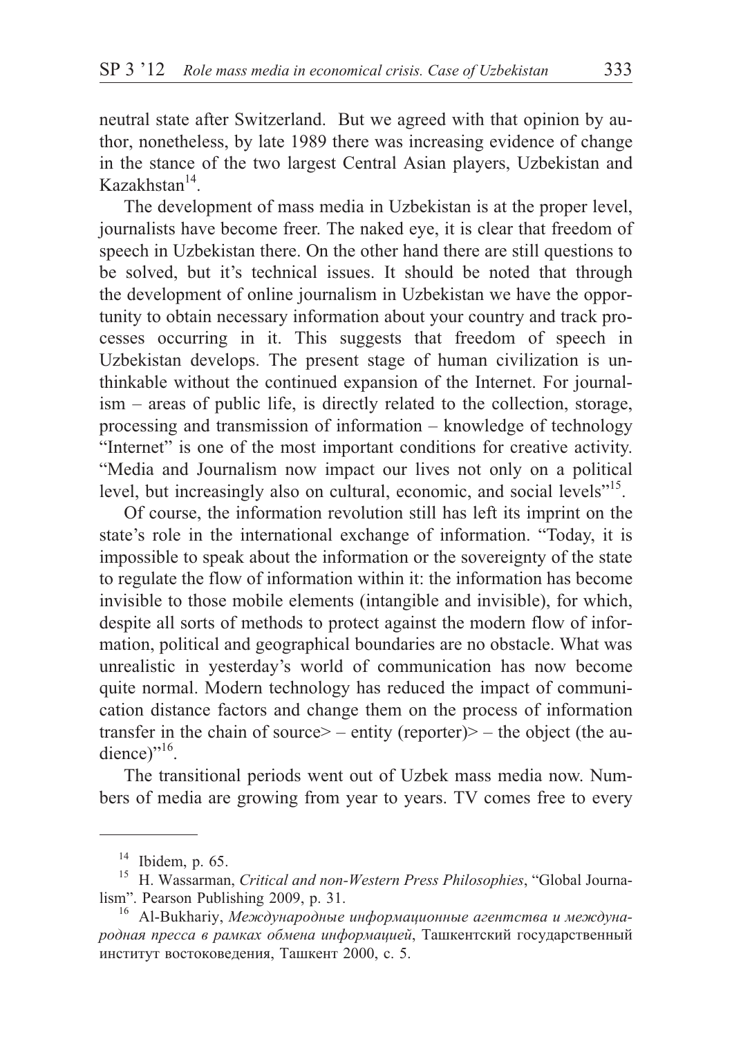neutral state after Switzerland. But we agreed with that opinion by author, nonetheless, by late 1989 there was increasing evidence of change in the stance of the two largest Central Asian players, Uzbekistan and Kazakhstan[14].

The development of mass media in Uzbekistan is at the proper level, journalists have become freer. The naked eye, it is clear that freedom of speech in Uzbekistan there. On the other hand there are still questions to be solved, but it's technical issues. It should be noted that through the development of online journalism in Uzbekistan we have the opportunity to obtain necessary information about your country and track processes occurring in it. This suggests that freedom of speech in Uzbekistan develops. The present stage of human civilization is unthinkable without the continued expansion of the Internet. For journalism – areas of public life, is directly related to the collection, storage, processing and transmission of information – knowledge of technology "Internet" is one of the most important conditions for creative activity. "Media and Journalism now impact our lives not only on a political level, but increasingly also on cultural, economic, and social levels"[15].

Of course, the information revolution still has left its imprint on the state's role in the international exchange of information. "Today, it is impossible to speak about the information or the sovereignty of the state to regulate the flow of information within it: the information has become invisible to those mobile elements (intangible and invisible), for which, despite all sorts of methods to protect against the modern flow of information, political and geographical boundaries are no obstacle. What was unrealistic in yesterday's world of communication has now become quite normal. Modern technology has reduced the impact of communication distance factors and change them on the process of information transfer in the chain of source> – entity (reporter)> – the object (the audience)"[16].

The transitional periods went out of Uzbek mass media now. Numbers of media are growing from year to years. TV comes free to every

---

[14] Ibidem, p. 65.

[15] H. Wassarman, *Critical and non-Western Press Philosophies*, "Global Journalism". Pearson Publishing 2009, p. 31.

[16] Al-Bukhariy, *Международные информационные агентства и международная пресса в рамках обмена информацией*, Ташкентский государственный институт востоковедения, Ташкент 2000, с. 5.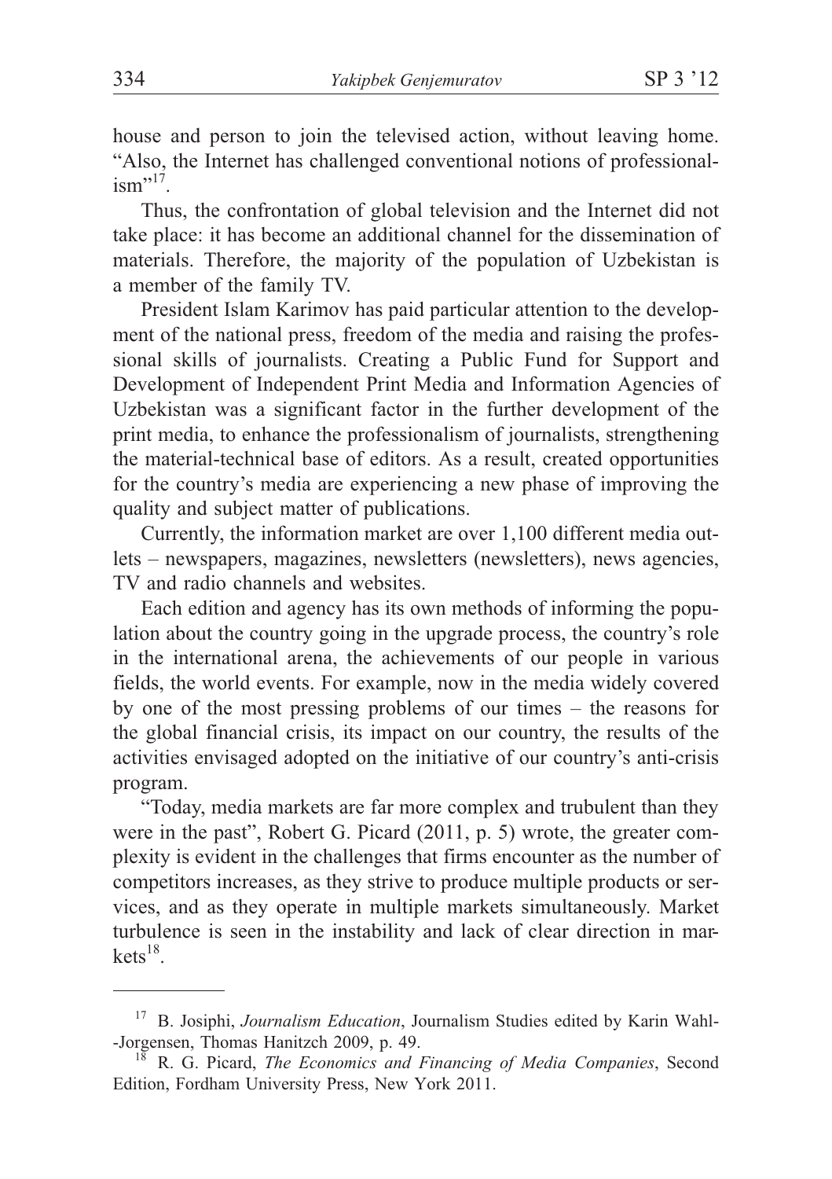house and person to join the televised action, without leaving home. "Also, the Internet has challenged conventional notions of professionalism"[17].

Thus, the confrontation of global television and the Internet did not take place: it has become an additional channel for the dissemination of materials. Therefore, the majority of the population of Uzbekistan is a member of the family TV.

President Islam Karimov has paid particular attention to the development of the national press, freedom of the media and raising the professional skills of journalists. Creating a Public Fund for Support and Development of Independent Print Media and Information Agencies of Uzbekistan was a significant factor in the further development of the print media, to enhance the professionalism of journalists, strengthening the material-technical base of editors. As a result, created opportunities for the country's media are experiencing a new phase of improving the quality and subject matter of publications.

Currently, the information market are over 1,100 different media outlets – newspapers, magazines, newsletters (newsletters), news agencies, TV and radio channels and websites.

Each edition and agency has its own methods of informing the population about the country going in the upgrade process, the country's role in the international arena, the achievements of our people in various fields, the world events. For example, now in the media widely covered by one of the most pressing problems of our times – the reasons for the global financial crisis, its impact on our country, the results of the activities envisaged adopted on the initiative of our country's anti-crisis program.

"Today, media markets are far more complex and trubulent than they were in the past", Robert G. Picard (2011, p. 5) wrote, the greater complexity is evident in the challenges that firms encounter as the number of competitors increases, as they strive to produce multiple products or services, and as they operate in multiple markets simultaneously. Market turbulence is seen in the instability and lack of clear direction in markets[18].

---

[17] B. Josiphi, *Journalism Education*, Journalism Studies edited by Karin Wahl-Jorgensen, Thomas Hanitzch 2009, p. 49.

[18] R. G. Picard, *The Economics and Financing of Media Companies*, Second Edition, Fordham University Press, New York 2011.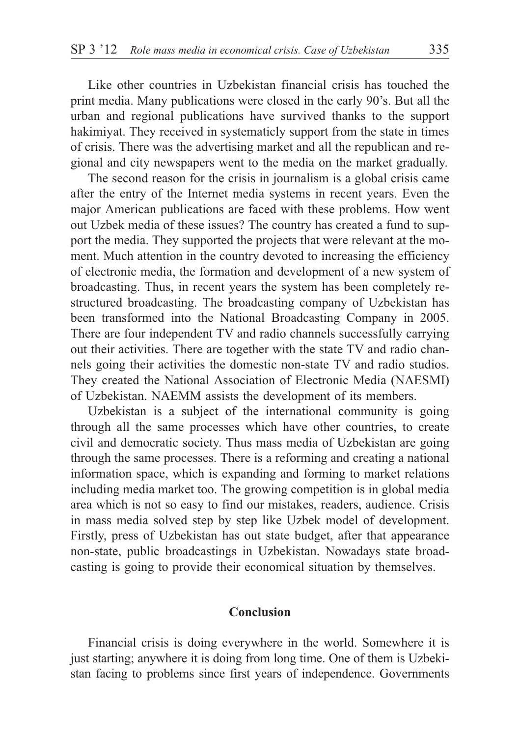Like other countries in Uzbekistan financial crisis has touched the print media. Many publications were closed in the early 90's. But all the urban and regional publications have survived thanks to the support hakimiyat. They received in systematicly support from the state in times of crisis. There was the advertising market and all the republican and regional and city newspapers went to the media on the market gradually.

The second reason for the crisis in journalism is a global crisis came after the entry of the Internet media systems in recent years. Even the major American publications are faced with these problems. How went out Uzbek media of these issues? The country has created a fund to support the media. They supported the projects that were relevant at the moment. Much attention in the country devoted to increasing the efficiency of electronic media, the formation and development of a new system of broadcasting. Thus, in recent years the system has been completely restructured broadcasting. The broadcasting company of Uzbekistan has been transformed into the National Broadcasting Company in 2005. There are four independent TV and radio channels successfully carrying out their activities. There are together with the state TV and radio channels going their activities the domestic non-state TV and radio studios. They created the National Association of Electronic Media (NAESMI) of Uzbekistan. NAEMM assists the development of its members.

Uzbekistan is a subject of the international community is going through all the same processes which have other countries, to create civil and democratic society. Thus mass media of Uzbekistan are going through the same processes. There is a reforming and creating a national information space, which is expanding and forming to market relations including media market too. The growing competition is in global media area which is not so easy to find our mistakes, readers, audience. Crisis in mass media solved step by step like Uzbek model of development. Firstly, press of Uzbekistan has out state budget, after that appearance non-state, public broadcastings in Uzbekistan. Nowadays state broadcasting is going to provide their economical situation by themselves.

## Conclusion

Financial crisis is doing everywhere in the world. Somewhere it is just starting; anywhere it is doing from long time. One of them is Uzbekistan facing to problems since first years of independence. Governments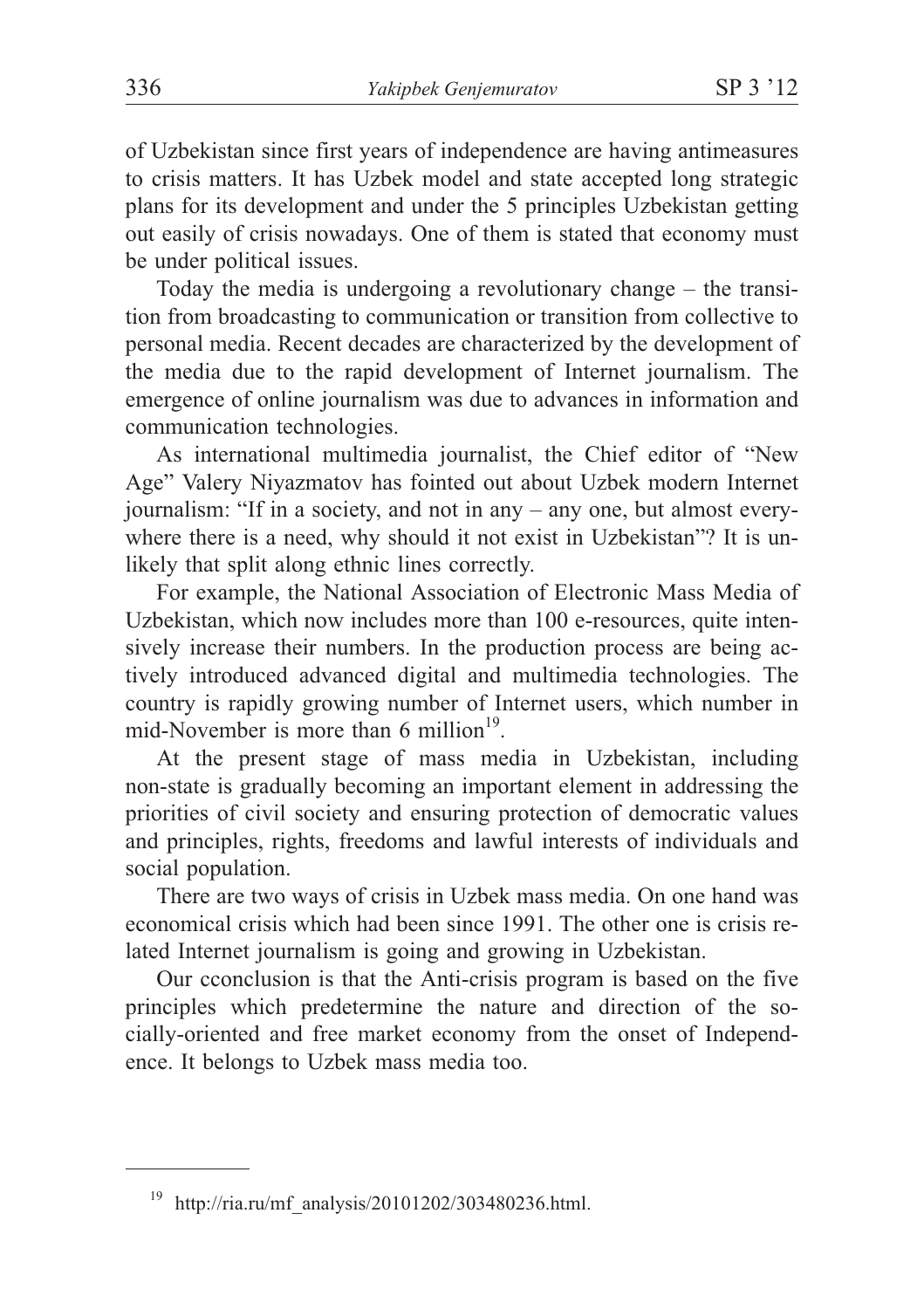of Uzbekistan since first years of independence are having antimeasures to crisis matters. It has Uzbek model and state accepted long strategic plans for its development and under the 5 principles Uzbekistan getting out easily of crisis nowadays. One of them is stated that economy must be under political issues.

Today the media is undergoing a revolutionary change – the transition from broadcasting to communication or transition from collective to personal media. Recent decades are characterized by the development of the media due to the rapid development of Internet journalism. The emergence of online journalism was due to advances in information and communication technologies.

As international multimedia journalist, the Chief editor of "New Age" Valery Niyazmatov has fointed out about Uzbek modern Internet journalism: "If in a society, and not in any – any one, but almost everywhere there is a need, why should it not exist in Uzbekistan"? It is unlikely that split along ethnic lines correctly.

For example, the National Association of Electronic Mass Media of Uzbekistan, which now includes more than 100 e-resources, quite intensively increase their numbers. In the production process are being actively introduced advanced digital and multimedia technologies. The country is rapidly growing number of Internet users, which number in mid-November is more than 6 million[19].

At the present stage of mass media in Uzbekistan, including non-state is gradually becoming an important element in addressing the priorities of civil society and ensuring protection of democratic values and principles, rights, freedoms and lawful interests of individuals and social population.

There are two ways of crisis in Uzbek mass media. On one hand was economical crisis which had been since 1991. The other one is crisis related Internet journalism is going and growing in Uzbekistan.

Our cconclusion is that the Anti-crisis program is based on the five principles which predetermine the nature and direction of the socially-oriented and free market economy from the onset of Independence. It belongs to Uzbek mass media too.

---

[19] http://ria.ru/mf_analysis/20101202/303480236.html.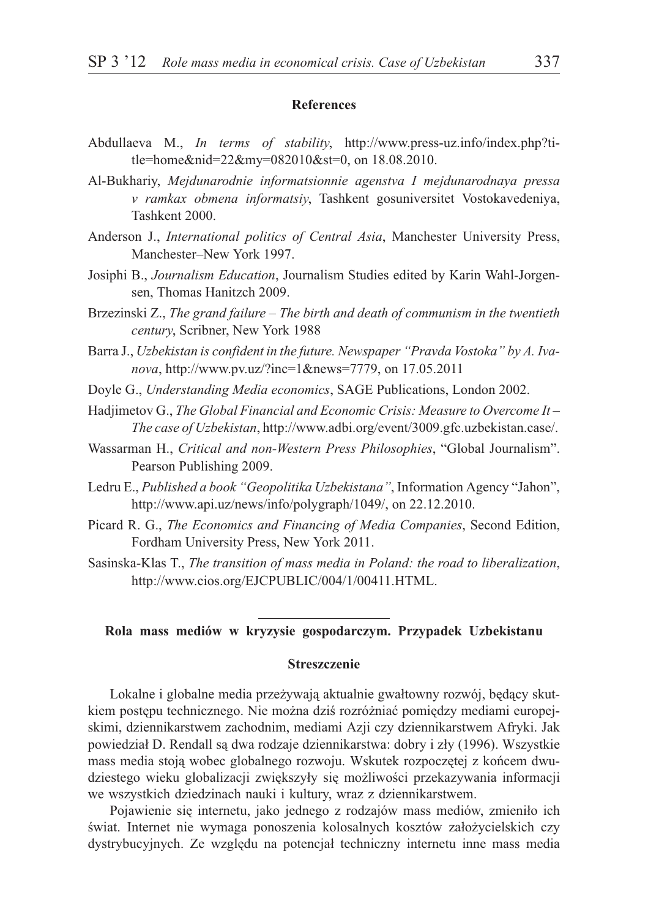## References

Abdullaeva M., *In terms of stability*, http://www.press-uz.info/index.php?title=home&nid=22&my=082010&st=0, on 18.08.2010.

Al-Bukhariy, *Mejdunarodnie informatsionnie agenstva I mejdunarodnaya pressa v ramkax obmena informatsiy*, Tashkent gosuniversitet Vostokavedeniya, Tashkent 2000.

Anderson J., *International politics of Central Asia*, Manchester University Press, Manchester–New York 1997.

Josiphi B., *Journalism Education*, Journalism Studies edited by Karin Wahl-Jorgensen, Thomas Hanitzch 2009.

Brzezinski Z., *The grand failure – The birth and death of communism in the twentieth century*, Scribner, New York 1988

Barra J., *Uzbekistan is confident in the future. Newspaper "Pravda Vostoka" by A. Ivanova*, http://www.pv.uz/?inc=1&news=7779, on 17.05.2011

Doyle G., *Understanding Media economics*, SAGE Publications, London 2002.

Hadjimetov G., *The Global Financial and Economic Crisis: Measure to Overcome It – The case of Uzbekistan*, http://www.adbi.org/event/3009.gfc.uzbekistan.case/.

Wassarman H., *Critical and non-Western Press Philosophies*, "Global Journalism". Pearson Publishing 2009.

Ledru E., *Published a book "Geopolitika Uzbekistana"*, Information Agency "Jahon", http://www.api.uz/news/info/polygraph/1049/, on 22.12.2010.

Picard R. G., *The Economics and Financing of Media Companies*, Second Edition, Fordham University Press, New York 2011.

Sasinska-Klas T., *The transition of mass media in Poland: the road to liberalization*, http://www.cios.org/EJCPUBLIC/004/1/00411.HTML.

---

## Rola mass mediów w kryzysie gospodarczym. Przypadek Uzbekistanu

### Streszczenie

Lokalne i globalne media przeżywają aktualnie gwałtowny rozwój, będący skutkiem postępu technicznego. Nie można dziś rozróżniać pomiędzy mediami europejskimi, dziennikarstwem zachodnim, mediami Azji czy dziennikarstwem Afryki. Jak powiedział D. Rendall są dwa rodzaje dziennikarstwa: dobry i zły (1996). Wszystkie mass media stoją wobec globalnego rozwoju. Wskutek rozpoczętej z końcem dwudziestego wieku globalizacji zwiększyły się możliwości przekazywania informacji we wszystkich dziedzinach nauki i kultury, wraz z dziennikarstwem.

Pojawienie się internetu, jako jednego z rodzajów mass mediów, zmieniło ich świat. Internet nie wymaga ponoszenia kolosalnych kosztów założycielskich czy dystrybucyjnych. Ze względu na potencjał techniczny internetu inne mass media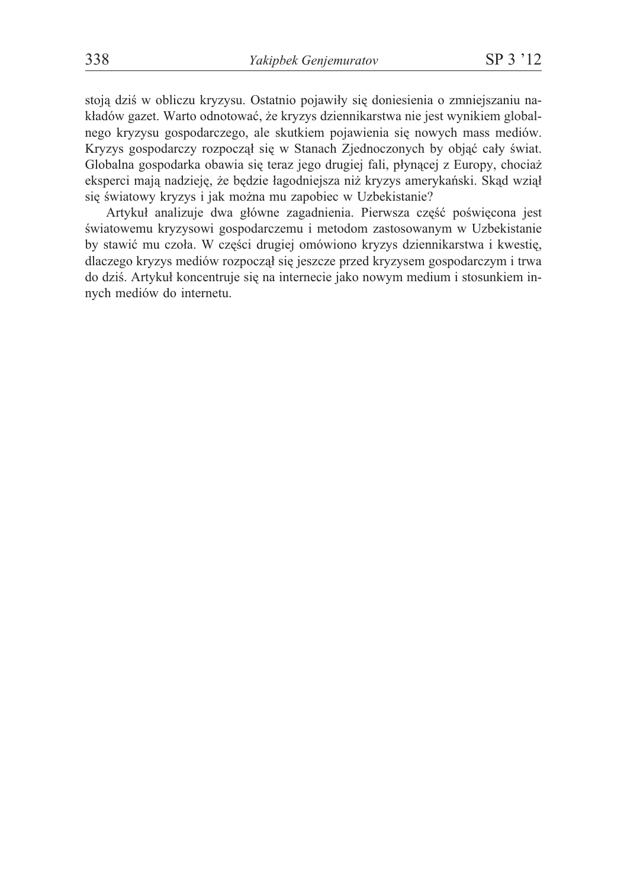stoją dziś w obliczu kryzysu. Ostatnio pojawiły się doniesienia o zmniejszaniu nakładów gazet. Warto odnotować, że kryzys dziennikarstwa nie jest wynikiem globalnego kryzysu gospodarczego, ale skutkiem pojawienia się nowych mass mediów. Kryzys gospodarczy rozpoczął się w Stanach Zjednoczonych by objąć cały świat. Globalna gospodarka obawia się teraz jego drugiej fali, płynącej z Europy, chociaż eksperci mają nadzieję, że będzie łagodniejsza niż kryzys amerykański. Skąd wziął się światowy kryzys i jak można mu zapobiec w Uzbekistanie?

Artykuł analizuje dwa główne zagadnienia. Pierwsza część poświęcona jest światowemu kryzysowi gospodarczemu i metodom zastosowanym w Uzbekistanie by stawić mu czoła. W części drugiej omówiono kryzys dziennikarstwa i kwestię, dlaczego kryzys mediów rozpoczął się jeszcze przed kryzysem gospodarczym i trwa do dziś. Artykuł koncentruje się na internecie jako nowym medium i stosunkiem innych mediów do internetu.